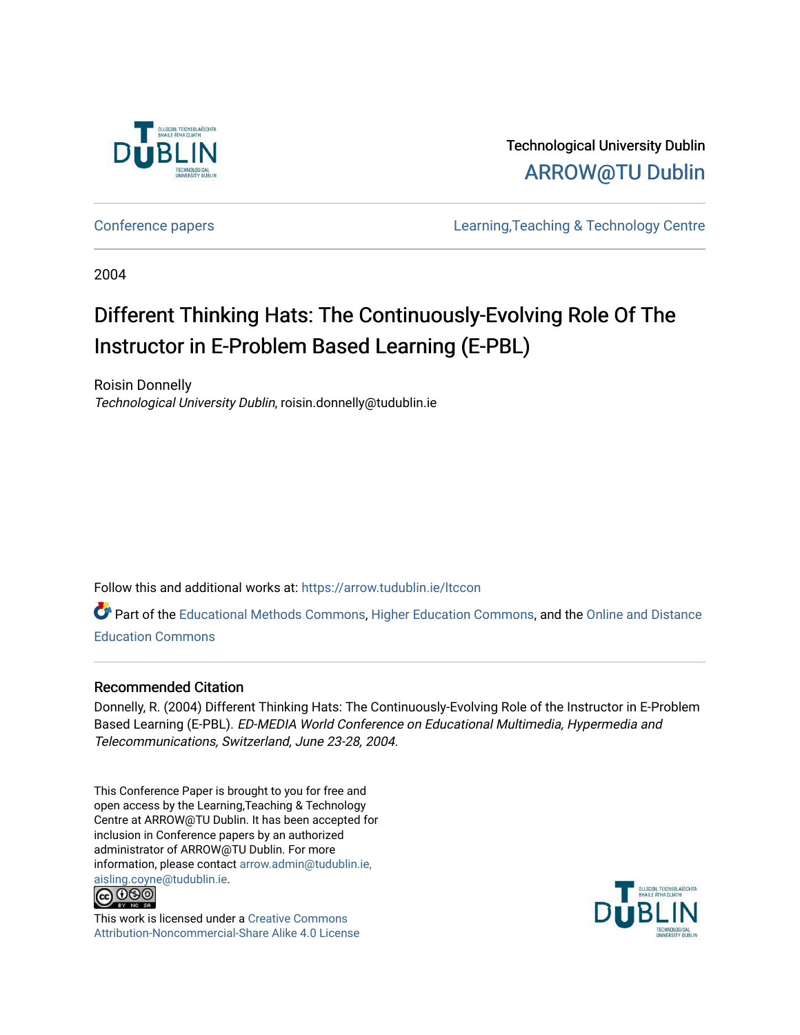Technological University Dublin

ARROW@TU Dublin

Conference papers | Learning,Teaching & Technology Centre

2004

# Different Thinking Hats: The Continuously-Evolving Role Of The Instructor in E-Problem Based Learning (E-PBL)

Roisin Donnelly

*Technological University Dublin*, roisin.donnelly@tudublin.ie

Follow this and additional works at: https://arrow.tudublin.ie/ltccon

Part of the Educational Methods Commons, Higher Education Commons, and the Online and Distance Education Commons

## Recommended Citation

Donnelly, R. (2004) Different Thinking Hats: The Continuously-Evolving Role of the Instructor in E-Problem Based Learning (E-PBL). *ED-MEDIA World Conference on Educational Multimedia, Hypermedia and Telecommunications, Switzerland, June 23-28, 2004.*

This Conference Paper is brought to you for free and open access by the Learning,Teaching & Technology Centre at ARROW@TU Dublin. It has been accepted for inclusion in Conference papers by an authorized administrator of ARROW@TU Dublin. For more information, please contact arrow.admin@tudublin.ie, aisling.coyne@tudublin.ie.

This work is licensed under a Creative Commons Attribution-Noncommercial-Share Alike 4.0 License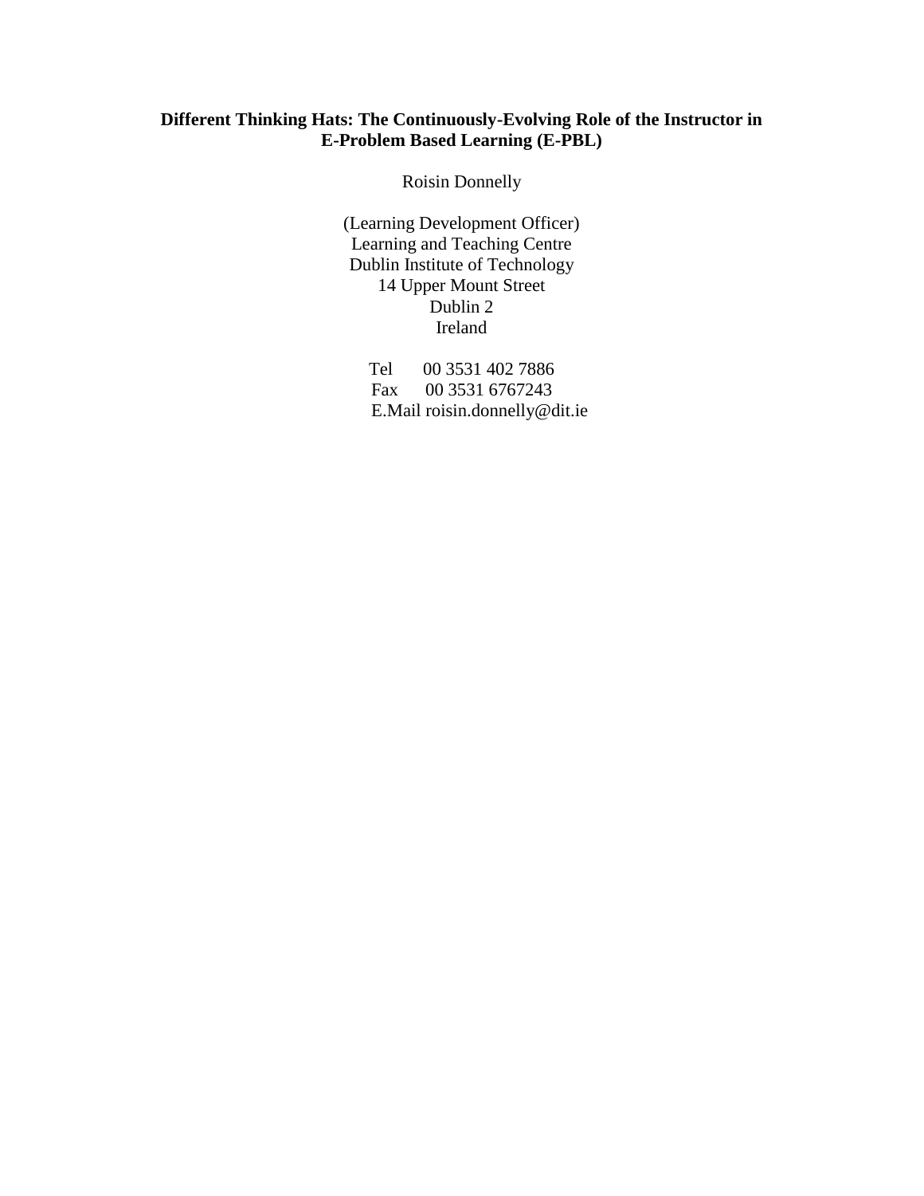**Different Thinking Hats: The Continuously-Evolving Role of the Instructor in E-Problem Based Learning (E-PBL)**

Roisin Donnelly

(Learning Development Officer)
Learning and Teaching Centre
Dublin Institute of Technology
14 Upper Mount Street
Dublin 2
Ireland

Tel 00 3531 402 7886
Fax 00 3531 6767243
E.Mail roisin.donnelly@dit.ie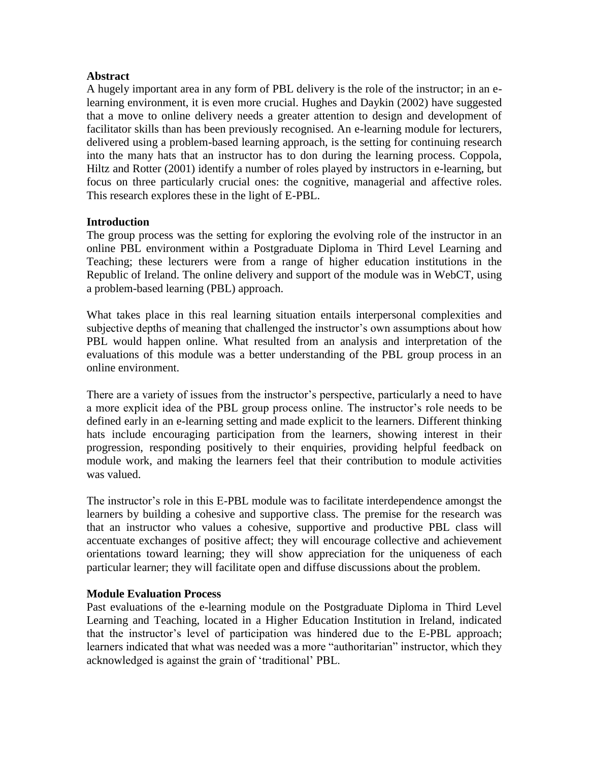## Abstract

A hugely important area in any form of PBL delivery is the role of the instructor; in an e-learning environment, it is even more crucial. Hughes and Daykin (2002) have suggested that a move to online delivery needs a greater attention to design and development of facilitator skills than has been previously recognised. An e-learning module for lecturers, delivered using a problem-based learning approach, is the setting for continuing research into the many hats that an instructor has to don during the learning process. Coppola, Hiltz and Rotter (2001) identify a number of roles played by instructors in e-learning, but focus on three particularly crucial ones: the cognitive, managerial and affective roles. This research explores these in the light of E-PBL.

## Introduction

The group process was the setting for exploring the evolving role of the instructor in an online PBL environment within a Postgraduate Diploma in Third Level Learning and Teaching; these lecturers were from a range of higher education institutions in the Republic of Ireland. The online delivery and support of the module was in WebCT, using a problem-based learning (PBL) approach.

What takes place in this real learning situation entails interpersonal complexities and subjective depths of meaning that challenged the instructor's own assumptions about how PBL would happen online. What resulted from an analysis and interpretation of the evaluations of this module was a better understanding of the PBL group process in an online environment.

There are a variety of issues from the instructor's perspective, particularly a need to have a more explicit idea of the PBL group process online. The instructor's role needs to be defined early in an e-learning setting and made explicit to the learners. Different thinking hats include encouraging participation from the learners, showing interest in their progression, responding positively to their enquiries, providing helpful feedback on module work, and making the learners feel that their contribution to module activities was valued.

The instructor's role in this E-PBL module was to facilitate interdependence amongst the learners by building a cohesive and supportive class. The premise for the research was that an instructor who values a cohesive, supportive and productive PBL class will accentuate exchanges of positive affect; they will encourage collective and achievement orientations toward learning; they will show appreciation for the uniqueness of each particular learner; they will facilitate open and diffuse discussions about the problem.

## Module Evaluation Process

Past evaluations of the e-learning module on the Postgraduate Diploma in Third Level Learning and Teaching, located in a Higher Education Institution in Ireland, indicated that the instructor's level of participation was hindered due to the E-PBL approach; learners indicated that what was needed was a more "authoritarian" instructor, which they acknowledged is against the grain of 'traditional' PBL.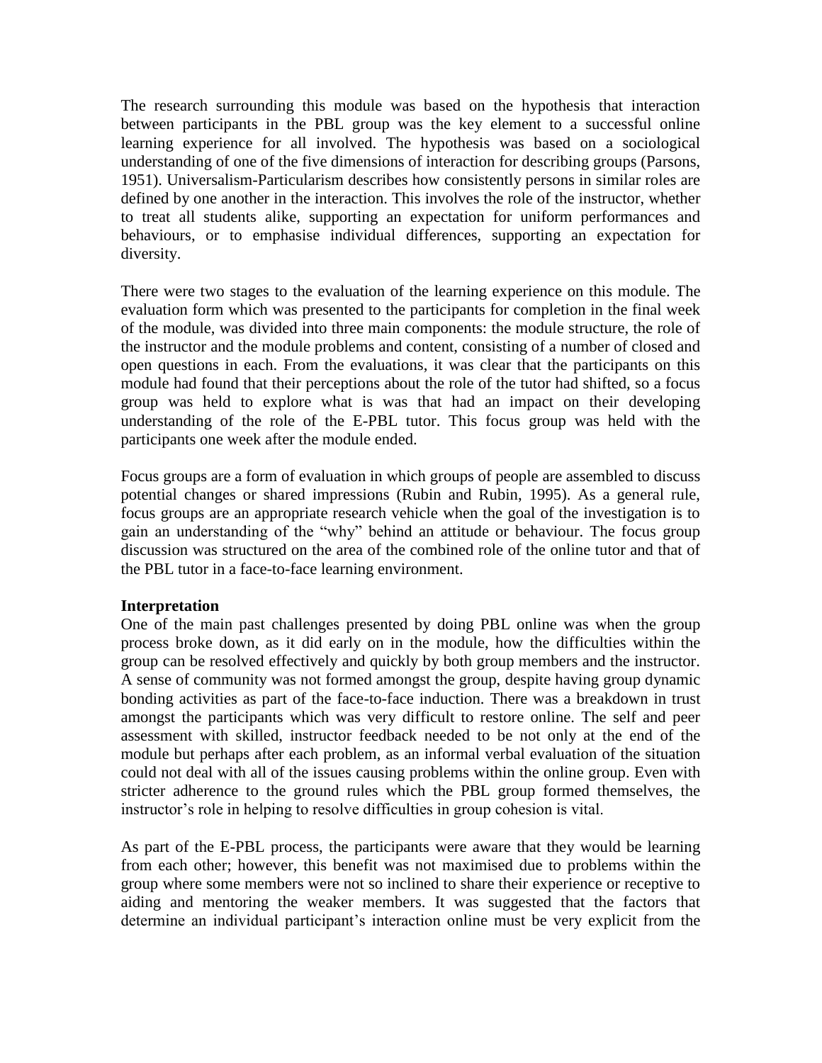The research surrounding this module was based on the hypothesis that interaction between participants in the PBL group was the key element to a successful online learning experience for all involved. The hypothesis was based on a sociological understanding of one of the five dimensions of interaction for describing groups (Parsons, 1951). Universalism-Particularism describes how consistently persons in similar roles are defined by one another in the interaction. This involves the role of the instructor, whether to treat all students alike, supporting an expectation for uniform performances and behaviours, or to emphasise individual differences, supporting an expectation for diversity.

There were two stages to the evaluation of the learning experience on this module. The evaluation form which was presented to the participants for completion in the final week of the module, was divided into three main components: the module structure, the role of the instructor and the module problems and content, consisting of a number of closed and open questions in each. From the evaluations, it was clear that the participants on this module had found that their perceptions about the role of the tutor had shifted, so a focus group was held to explore what is was that had an impact on their developing understanding of the role of the E-PBL tutor. This focus group was held with the participants one week after the module ended.

Focus groups are a form of evaluation in which groups of people are assembled to discuss potential changes or shared impressions (Rubin and Rubin, 1995). As a general rule, focus groups are an appropriate research vehicle when the goal of the investigation is to gain an understanding of the "why" behind an attitude or behaviour. The focus group discussion was structured on the area of the combined role of the online tutor and that of the PBL tutor in a face-to-face learning environment.

**Interpretation**

One of the main past challenges presented by doing PBL online was when the group process broke down, as it did early on in the module, how the difficulties within the group can be resolved effectively and quickly by both group members and the instructor. A sense of community was not formed amongst the group, despite having group dynamic bonding activities as part of the face-to-face induction. There was a breakdown in trust amongst the participants which was very difficult to restore online. The self and peer assessment with skilled, instructor feedback needed to be not only at the end of the module but perhaps after each problem, as an informal verbal evaluation of the situation could not deal with all of the issues causing problems within the online group. Even with stricter adherence to the ground rules which the PBL group formed themselves, the instructor's role in helping to resolve difficulties in group cohesion is vital.

As part of the E-PBL process, the participants were aware that they would be learning from each other; however, this benefit was not maximised due to problems within the group where some members were not so inclined to share their experience or receptive to aiding and mentoring the weaker members. It was suggested that the factors that determine an individual participant's interaction online must be very explicit from the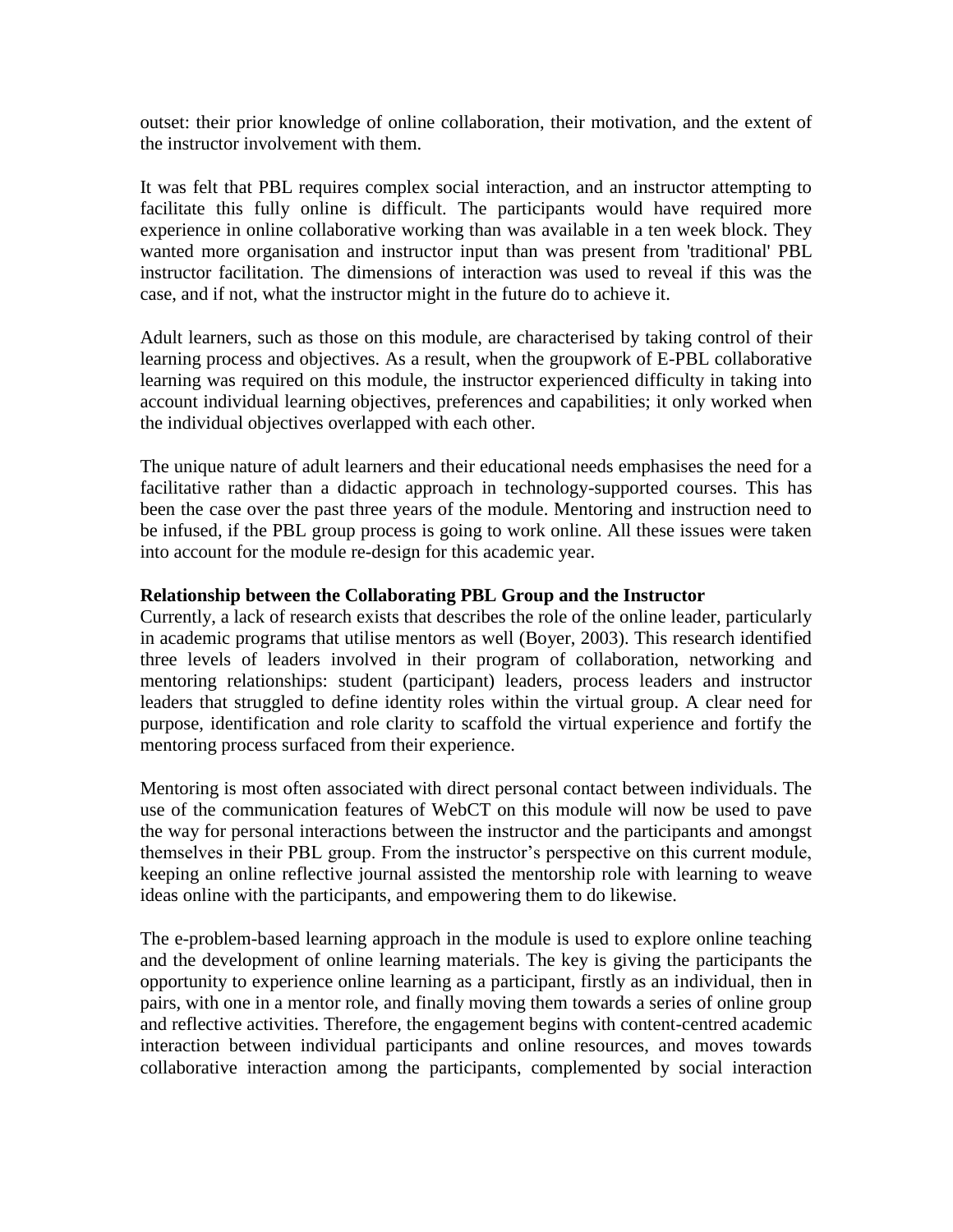outset: their prior knowledge of online collaboration, their motivation, and the extent of the instructor involvement with them.

It was felt that PBL requires complex social interaction, and an instructor attempting to facilitate this fully online is difficult. The participants would have required more experience in online collaborative working than was available in a ten week block. They wanted more organisation and instructor input than was present from 'traditional' PBL instructor facilitation. The dimensions of interaction was used to reveal if this was the case, and if not, what the instructor might in the future do to achieve it.

Adult learners, such as those on this module, are characterised by taking control of their learning process and objectives. As a result, when the groupwork of E-PBL collaborative learning was required on this module, the instructor experienced difficulty in taking into account individual learning objectives, preferences and capabilities; it only worked when the individual objectives overlapped with each other.

The unique nature of adult learners and their educational needs emphasises the need for a facilitative rather than a didactic approach in technology-supported courses. This has been the case over the past three years of the module. Mentoring and instruction need to be infused, if the PBL group process is going to work online. All these issues were taken into account for the module re-design for this academic year.

**Relationship between the Collaborating PBL Group and the Instructor**

Currently, a lack of research exists that describes the role of the online leader, particularly in academic programs that utilise mentors as well (Boyer, 2003). This research identified three levels of leaders involved in their program of collaboration, networking and mentoring relationships: student (participant) leaders, process leaders and instructor leaders that struggled to define identity roles within the virtual group. A clear need for purpose, identification and role clarity to scaffold the virtual experience and fortify the mentoring process surfaced from their experience.

Mentoring is most often associated with direct personal contact between individuals. The use of the communication features of WebCT on this module will now be used to pave the way for personal interactions between the instructor and the participants and amongst themselves in their PBL group. From the instructor's perspective on this current module, keeping an online reflective journal assisted the mentorship role with learning to weave ideas online with the participants, and empowering them to do likewise.

The e-problem-based learning approach in the module is used to explore online teaching and the development of online learning materials. The key is giving the participants the opportunity to experience online learning as a participant, firstly as an individual, then in pairs, with one in a mentor role, and finally moving them towards a series of online group and reflective activities. Therefore, the engagement begins with content-centred academic interaction between individual participants and online resources, and moves towards collaborative interaction among the participants, complemented by social interaction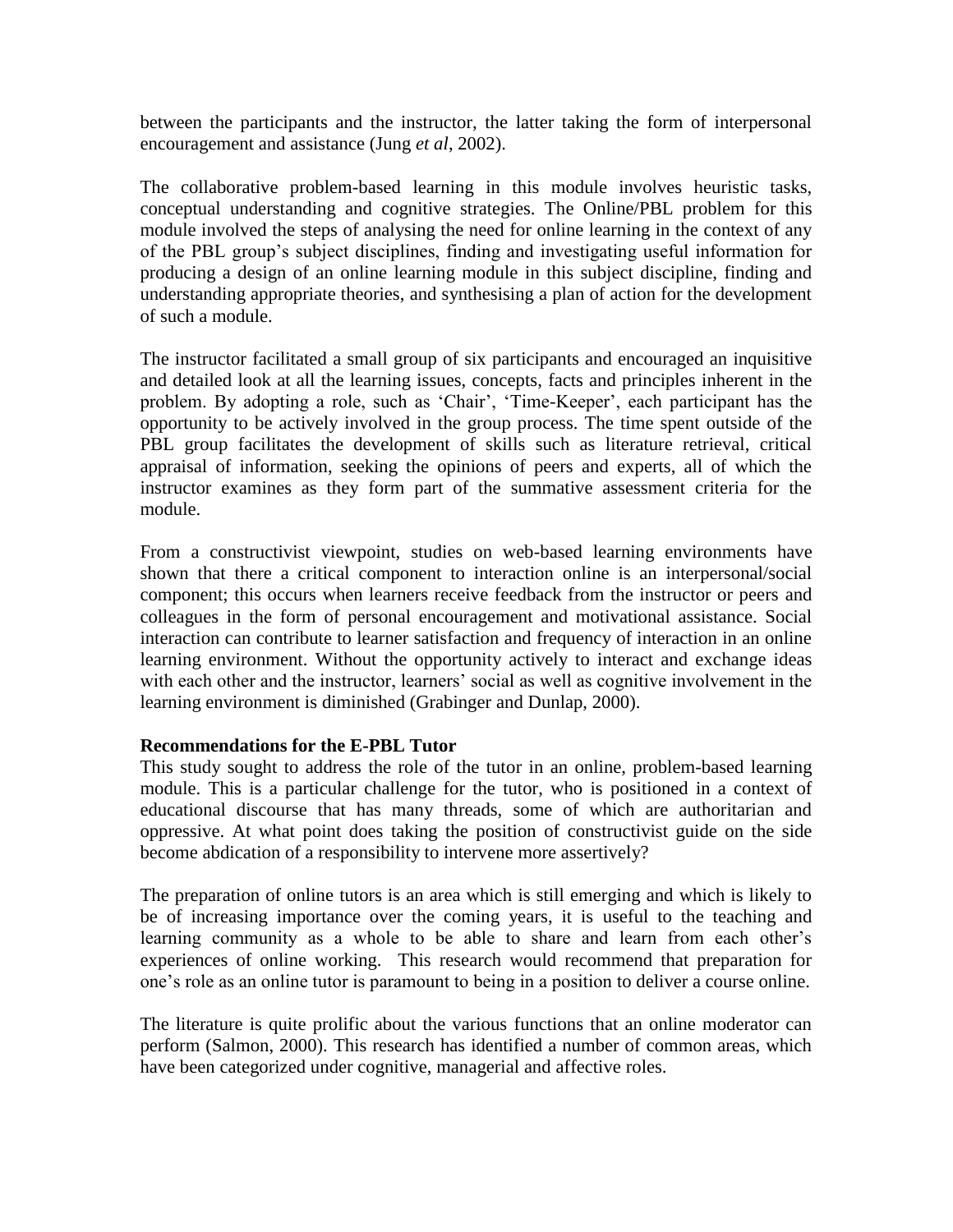between the participants and the instructor, the latter taking the form of interpersonal encouragement and assistance (Jung *et al*, 2002).

The collaborative problem-based learning in this module involves heuristic tasks, conceptual understanding and cognitive strategies. The Online/PBL problem for this module involved the steps of analysing the need for online learning in the context of any of the PBL group's subject disciplines, finding and investigating useful information for producing a design of an online learning module in this subject discipline, finding and understanding appropriate theories, and synthesising a plan of action for the development of such a module.

The instructor facilitated a small group of six participants and encouraged an inquisitive and detailed look at all the learning issues, concepts, facts and principles inherent in the problem. By adopting a role, such as 'Chair', 'Time-Keeper', each participant has the opportunity to be actively involved in the group process. The time spent outside of the PBL group facilitates the development of skills such as literature retrieval, critical appraisal of information, seeking the opinions of peers and experts, all of which the instructor examines as they form part of the summative assessment criteria for the module.

From a constructivist viewpoint, studies on web-based learning environments have shown that there a critical component to interaction online is an interpersonal/social component; this occurs when learners receive feedback from the instructor or peers and colleagues in the form of personal encouragement and motivational assistance. Social interaction can contribute to learner satisfaction and frequency of interaction in an online learning environment. Without the opportunity actively to interact and exchange ideas with each other and the instructor, learners' social as well as cognitive involvement in the learning environment is diminished (Grabinger and Dunlap, 2000).

**Recommendations for the E-PBL Tutor**

This study sought to address the role of the tutor in an online, problem-based learning module. This is a particular challenge for the tutor, who is positioned in a context of educational discourse that has many threads, some of which are authoritarian and oppressive. At what point does taking the position of constructivist guide on the side become abdication of a responsibility to intervene more assertively?

The preparation of online tutors is an area which is still emerging and which is likely to be of increasing importance over the coming years, it is useful to the teaching and learning community as a whole to be able to share and learn from each other's experiences of online working. This research would recommend that preparation for one's role as an online tutor is paramount to being in a position to deliver a course online.

The literature is quite prolific about the various functions that an online moderator can perform (Salmon, 2000). This research has identified a number of common areas, which have been categorized under cognitive, managerial and affective roles.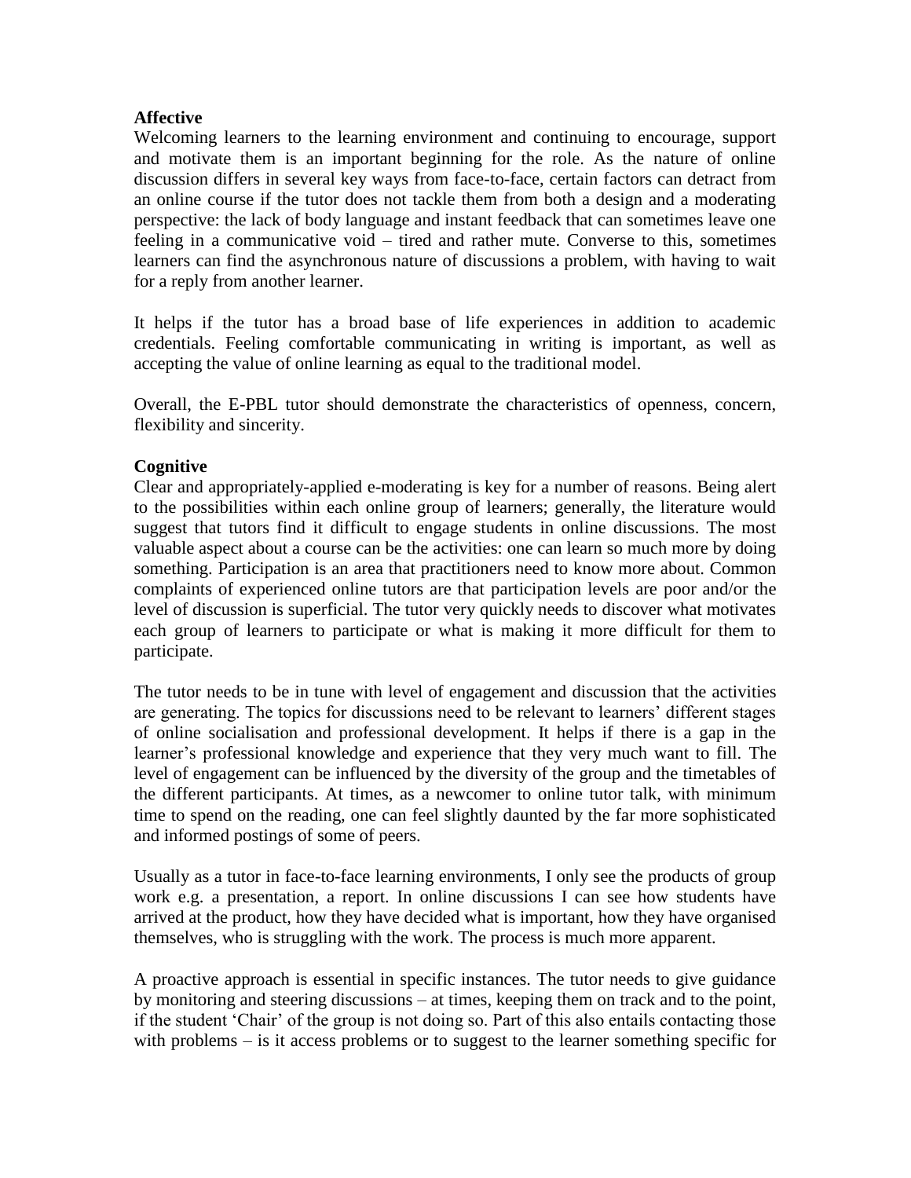**Affective**

Welcoming learners to the learning environment and continuing to encourage, support and motivate them is an important beginning for the role. As the nature of online discussion differs in several key ways from face-to-face, certain factors can detract from an online course if the tutor does not tackle them from both a design and a moderating perspective: the lack of body language and instant feedback that can sometimes leave one feeling in a communicative void – tired and rather mute. Converse to this, sometimes learners can find the asynchronous nature of discussions a problem, with having to wait for a reply from another learner.

It helps if the tutor has a broad base of life experiences in addition to academic credentials. Feeling comfortable communicating in writing is important, as well as accepting the value of online learning as equal to the traditional model.

Overall, the E-PBL tutor should demonstrate the characteristics of openness, concern, flexibility and sincerity.

**Cognitive**

Clear and appropriately-applied e-moderating is key for a number of reasons. Being alert to the possibilities within each online group of learners; generally, the literature would suggest that tutors find it difficult to engage students in online discussions. The most valuable aspect about a course can be the activities: one can learn so much more by doing something. Participation is an area that practitioners need to know more about. Common complaints of experienced online tutors are that participation levels are poor and/or the level of discussion is superficial. The tutor very quickly needs to discover what motivates each group of learners to participate or what is making it more difficult for them to participate.

The tutor needs to be in tune with level of engagement and discussion that the activities are generating. The topics for discussions need to be relevant to learners' different stages of online socialisation and professional development. It helps if there is a gap in the learner's professional knowledge and experience that they very much want to fill. The level of engagement can be influenced by the diversity of the group and the timetables of the different participants. At times, as a newcomer to online tutor talk, with minimum time to spend on the reading, one can feel slightly daunted by the far more sophisticated and informed postings of some of peers.

Usually as a tutor in face-to-face learning environments, I only see the products of group work e.g. a presentation, a report. In online discussions I can see how students have arrived at the product, how they have decided what is important, how they have organised themselves, who is struggling with the work. The process is much more apparent.

A proactive approach is essential in specific instances. The tutor needs to give guidance by monitoring and steering discussions – at times, keeping them on track and to the point, if the student 'Chair' of the group is not doing so. Part of this also entails contacting those with problems – is it access problems or to suggest to the learner something specific for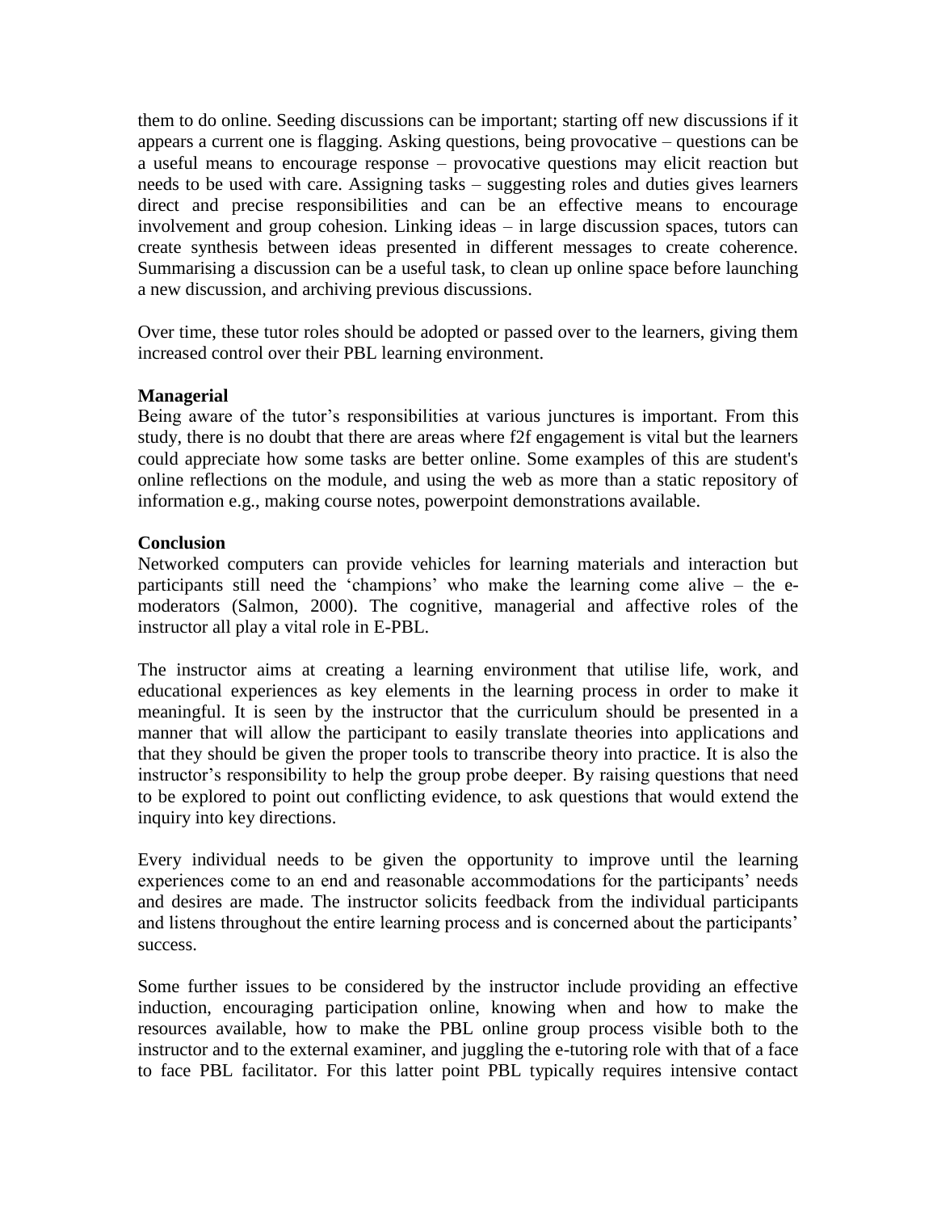them to do online. Seeding discussions can be important; starting off new discussions if it appears a current one is flagging. Asking questions, being provocative – questions can be a useful means to encourage response – provocative questions may elicit reaction but needs to be used with care. Assigning tasks – suggesting roles and duties gives learners direct and precise responsibilities and can be an effective means to encourage involvement and group cohesion. Linking ideas – in large discussion spaces, tutors can create synthesis between ideas presented in different messages to create coherence. Summarising a discussion can be a useful task, to clean up online space before launching a new discussion, and archiving previous discussions.

Over time, these tutor roles should be adopted or passed over to the learners, giving them increased control over their PBL learning environment.

**Managerial**

Being aware of the tutor's responsibilities at various junctures is important. From this study, there is no doubt that there are areas where f2f engagement is vital but the learners could appreciate how some tasks are better online. Some examples of this are student's online reflections on the module, and using the web as more than a static repository of information e.g., making course notes, powerpoint demonstrations available.

**Conclusion**

Networked computers can provide vehicles for learning materials and interaction but participants still need the 'champions' who make the learning come alive – the e-moderators (Salmon, 2000). The cognitive, managerial and affective roles of the instructor all play a vital role in E-PBL.

The instructor aims at creating a learning environment that utilise life, work, and educational experiences as key elements in the learning process in order to make it meaningful. It is seen by the instructor that the curriculum should be presented in a manner that will allow the participant to easily translate theories into applications and that they should be given the proper tools to transcribe theory into practice. It is also the instructor's responsibility to help the group probe deeper. By raising questions that need to be explored to point out conflicting evidence, to ask questions that would extend the inquiry into key directions.

Every individual needs to be given the opportunity to improve until the learning experiences come to an end and reasonable accommodations for the participants' needs and desires are made. The instructor solicits feedback from the individual participants and listens throughout the entire learning process and is concerned about the participants' success.

Some further issues to be considered by the instructor include providing an effective induction, encouraging participation online, knowing when and how to make the resources available, how to make the PBL online group process visible both to the instructor and to the external examiner, and juggling the e-tutoring role with that of a face to face PBL facilitator. For this latter point PBL typically requires intensive contact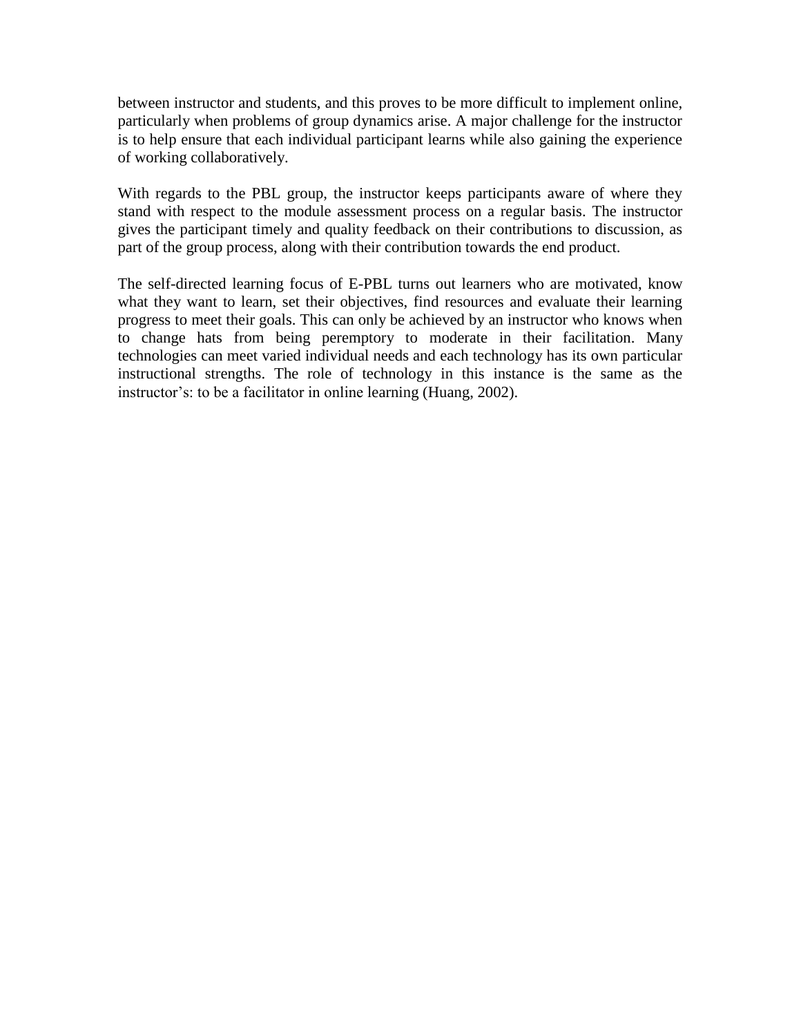between instructor and students, and this proves to be more difficult to implement online, particularly when problems of group dynamics arise. A major challenge for the instructor is to help ensure that each individual participant learns while also gaining the experience of working collaboratively.

With regards to the PBL group, the instructor keeps participants aware of where they stand with respect to the module assessment process on a regular basis. The instructor gives the participant timely and quality feedback on their contributions to discussion, as part of the group process, along with their contribution towards the end product.

The self-directed learning focus of E-PBL turns out learners who are motivated, know what they want to learn, set their objectives, find resources and evaluate their learning progress to meet their goals. This can only be achieved by an instructor who knows when to change hats from being peremptory to moderate in their facilitation. Many technologies can meet varied individual needs and each technology has its own particular instructional strengths. The role of technology in this instance is the same as the instructor's: to be a facilitator in online learning (Huang, 2002).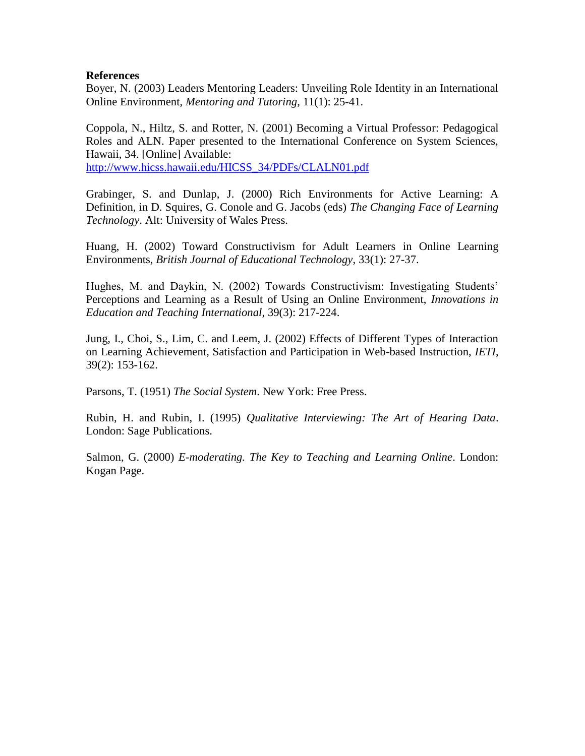**References**

Boyer, N. (2003) Leaders Mentoring Leaders: Unveiling Role Identity in an International Online Environment, *Mentoring and Tutoring*, 11(1): 25-41.

Coppola, N., Hiltz, S. and Rotter, N. (2001) Becoming a Virtual Professor: Pedagogical Roles and ALN. Paper presented to the International Conference on System Sciences, Hawaii, 34. [Online] Available: http://www.hicss.hawaii.edu/HICSS_34/PDFs/CLALN01.pdf

Grabinger, S. and Dunlap, J. (2000) Rich Environments for Active Learning: A Definition, in D. Squires, G. Conole and G. Jacobs (eds) *The Changing Face of Learning Technology*. Alt: University of Wales Press.

Huang, H. (2002) Toward Constructivism for Adult Learners in Online Learning Environments, *British Journal of Educational Technology*, 33(1): 27-37.

Hughes, M. and Daykin, N. (2002) Towards Constructivism: Investigating Students' Perceptions and Learning as a Result of Using an Online Environment, *Innovations in Education and Teaching International*, 39(3): 217-224.

Jung, I., Choi, S., Lim, C. and Leem, J. (2002) Effects of Different Types of Interaction on Learning Achievement, Satisfaction and Participation in Web-based Instruction, *IETI*, 39(2): 153-162.

Parsons, T. (1951) *The Social System*. New York: Free Press.

Rubin, H. and Rubin, I. (1995) *Qualitative Interviewing: The Art of Hearing Data*. London: Sage Publications.

Salmon, G. (2000) *E-moderating. The Key to Teaching and Learning Online*. London: Kogan Page.